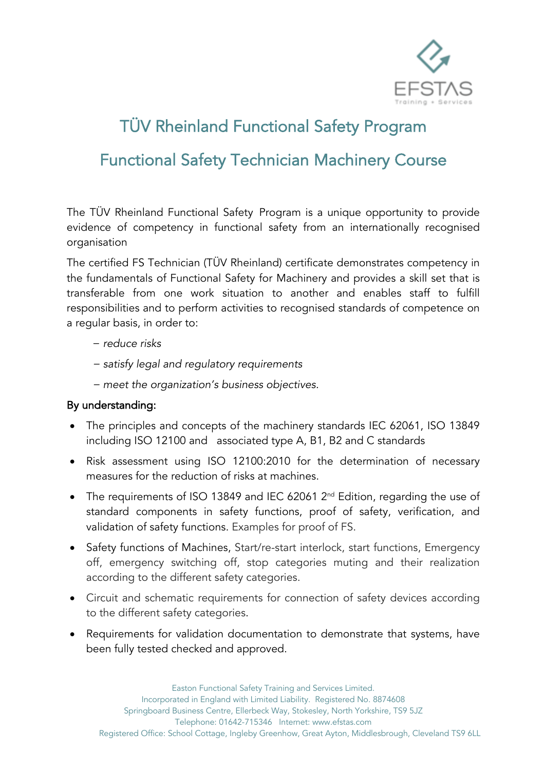# TÜV Rheinland Functional Safety Program

# Functional Safety Technician Machinery Course

The TÜV Rheinland Functional Safety Program is a unique opportunity to provide evidence of competency in functional safety from an internationally recognised organisation

The certified FS Technician (TÜV Rheinland) certificate demonstrates competency in the fundamentals of Functional Safety for Machinery and provides a skill set that is transferable from one work situation to another and enables staff to fulfill responsibilities and to perform activities to recognised standards of competence on a regular basis, in order to:

– *reduce risks*

– *satisfy legal and regulatory requirements*

– *meet the organization's business objectives.*

## By understanding:

- The principles and concepts of the machinery standards IEC 62061, ISO 13849 including ISO 12100 and associated type A, B1, B2 and C standards
- Risk assessment using ISO 12100:2010 for the determination of necessary measures for the reduction of risks at machines.
- The requirements of ISO 13849 and IEC 62061 2nd Edition, regarding the use of standard components in safety functions, proof of safety, verification, and validation of safety functions. Examples for proof of FS.
- Safety functions of Machines, Start/re-start interlock, start functions, Emergency off, emergency switching off, stop categories muting and their realization according to the different safety categories.
- Circuit and schematic requirements for connection of safety devices according to the different safety categories.
- Requirements for validation documentation to demonstrate that systems, have been fully tested checked and approved.

Easton Functional Safety Training and Services Limited.
Incorporated in England with Limited Liability. Registered No. 8874608
Springboard Business Centre, Ellerbeck Way, Stokesley, North Yorkshire, TS9 5JZ
Telephone: 01642-715346 Internet: www.efstas.com
Registered Office: School Cottage, Ingleby Greenhow, Great Ayton, Middlesbrough, Cleveland TS9 6LL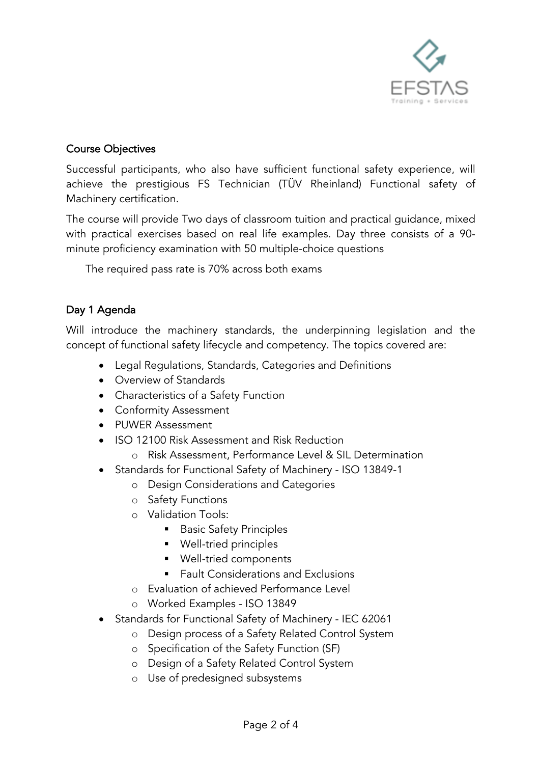## Course Objectives

Successful participants, who also have sufficient functional safety experience, will achieve the prestigious FS Technician (TÜV Rheinland) Functional safety of Machinery certification.

The course will provide Two days of classroom tuition and practical guidance, mixed with practical exercises based on real life examples. Day three consists of a 90-minute proficiency examination with 50 multiple-choice questions

The required pass rate is 70% across both exams

## Day 1 Agenda

Will introduce the machinery standards, the underpinning legislation and the concept of functional safety lifecycle and competency. The topics covered are:

- Legal Regulations, Standards, Categories and Definitions
- Overview of Standards
- Characteristics of a Safety Function
- Conformity Assessment
- PUWER Assessment
- ISO 12100 Risk Assessment and Risk Reduction
  - Risk Assessment, Performance Level & SIL Determination
- Standards for Functional Safety of Machinery - ISO 13849-1
  - Design Considerations and Categories
  - Safety Functions
  - Validation Tools:
    - Basic Safety Principles
    - Well-tried principles
    - Well-tried components
    - Fault Considerations and Exclusions
  - Evaluation of achieved Performance Level
  - Worked Examples - ISO 13849
- Standards for Functional Safety of Machinery - IEC 62061
  - Design process of a Safety Related Control System
  - Specification of the Safety Function (SF)
  - Design of a Safety Related Control System
  - Use of predesigned subsystems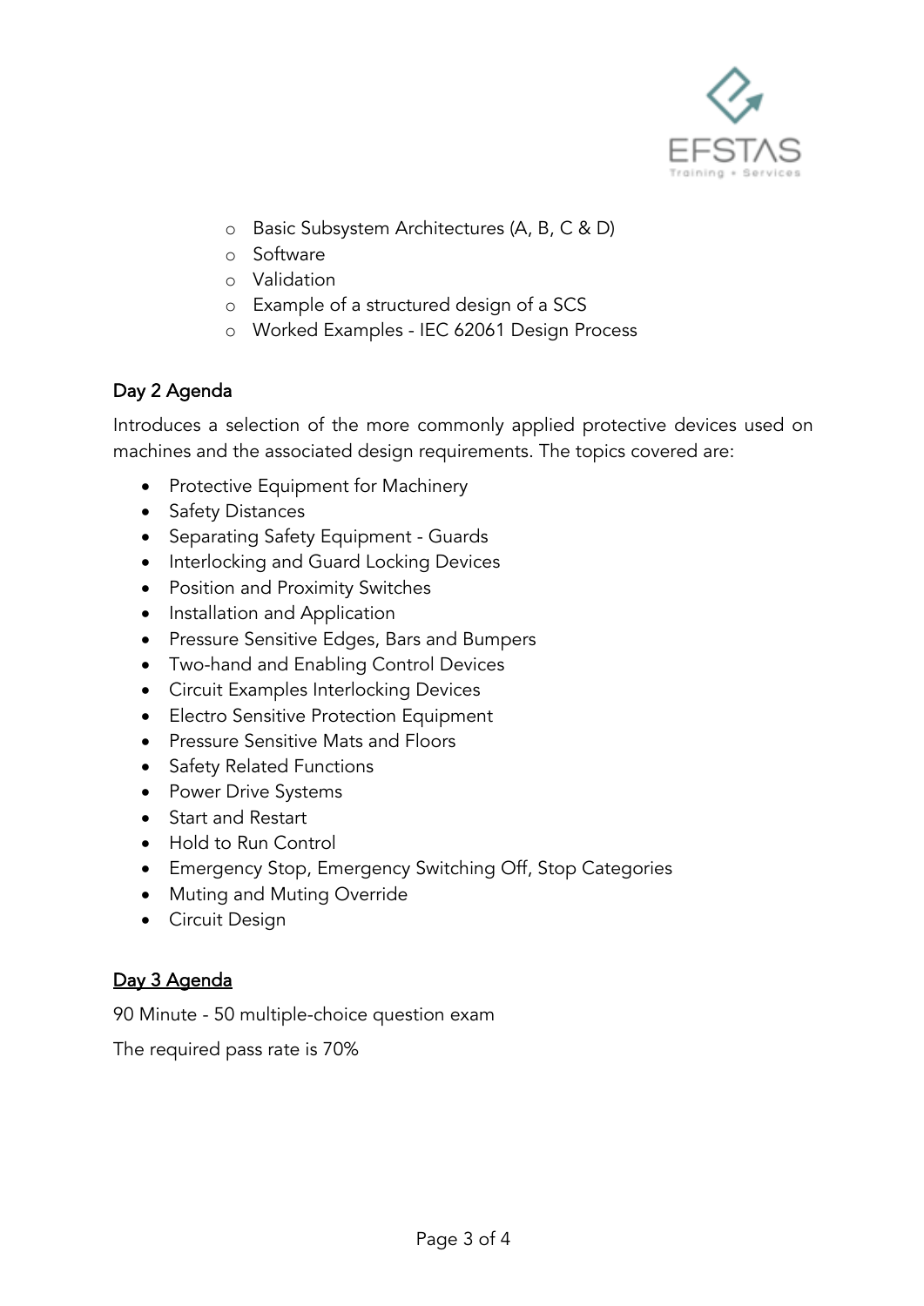- Basic Subsystem Architectures (A, B, C & D)
- Software
- Validation
- Example of a structured design of a SCS
- Worked Examples - IEC 62061 Design Process

## Day 2 Agenda

Introduces a selection of the more commonly applied protective devices used on machines and the associated design requirements. The topics covered are:

- Protective Equipment for Machinery
- Safety Distances
- Separating Safety Equipment - Guards
- Interlocking and Guard Locking Devices
- Position and Proximity Switches
- Installation and Application
- Pressure Sensitive Edges, Bars and Bumpers
- Two-hand and Enabling Control Devices
- Circuit Examples Interlocking Devices
- Electro Sensitive Protection Equipment
- Pressure Sensitive Mats and Floors
- Safety Related Functions
- Power Drive Systems
- Start and Restart
- Hold to Run Control
- Emergency Stop, Emergency Switching Off, Stop Categories
- Muting and Muting Override
- Circuit Design

## Day 3 Agenda

90 Minute - 50 multiple-choice question exam

The required pass rate is 70%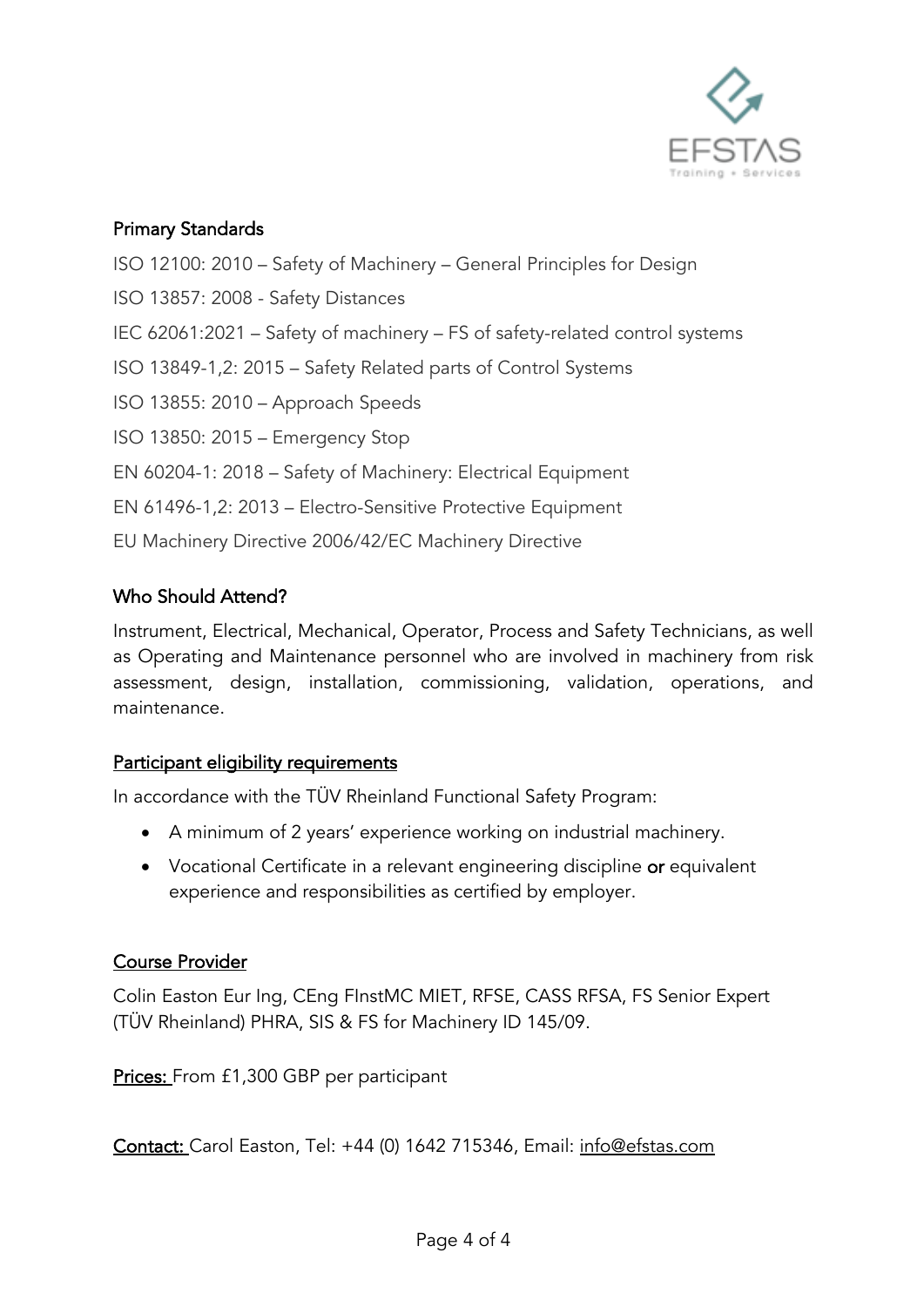## Primary Standards

ISO 12100: 2010 – Safety of Machinery – General Principles for Design

ISO 13857: 2008 - Safety Distances

IEC 62061:2021 – Safety of machinery – FS of safety-related control systems

ISO 13849-1,2: 2015 – Safety Related parts of Control Systems

ISO 13855: 2010 – Approach Speeds

ISO 13850: 2015 – Emergency Stop

EN 60204-1: 2018 – Safety of Machinery: Electrical Equipment

EN 61496-1,2: 2013 – Electro-Sensitive Protective Equipment

EU Machinery Directive 2006/42/EC Machinery Directive

## Who Should Attend?

Instrument, Electrical, Mechanical, Operator, Process and Safety Technicians, as well as Operating and Maintenance personnel who are involved in machinery from risk assessment, design, installation, commissioning, validation, operations, and maintenance.

## Participant eligibility requirements

In accordance with the TÜV Rheinland Functional Safety Program:

- A minimum of 2 years' experience working on industrial machinery.
- Vocational Certificate in a relevant engineering discipline **or** equivalent experience and responsibilities as certified by employer.

## Course Provider

Colin Easton Eur Ing, CEng FInstMC MIET, RFSE, CASS RFSA, FS Senior Expert (TÜV Rheinland) PHRA, SIS & FS for Machinery ID 145/09.

**Prices:** From £1,300 GBP per participant

**Contact:** Carol Easton, Tel: +44 (0) 1642 715346, Email: info@efstas.com